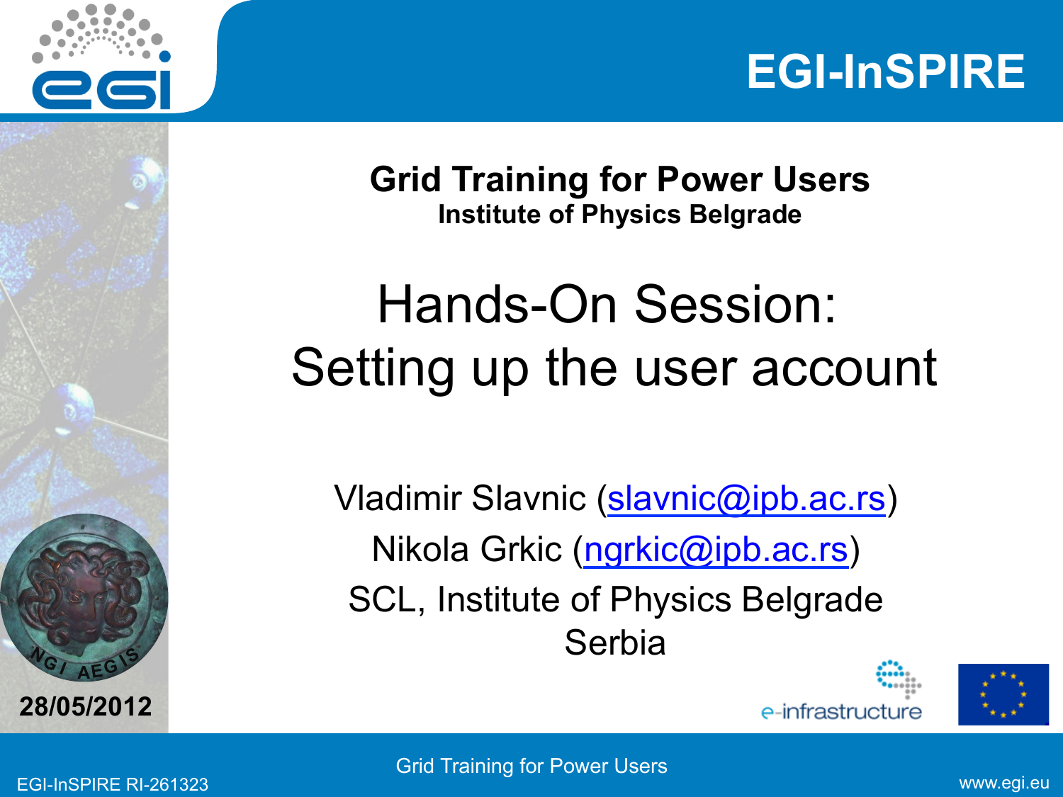# Grid Training for Power Users

**Institute of Physics Belgrade**

## Hands-On Session: Setting up the user account

Vladimir Slavnic (slavnic@ipb.ac.rs)

Nikola Grkic (ngrkic@ipb.ac.rs)

SCL, Institute of Physics Belgrade

Serbia

**28/05/2012**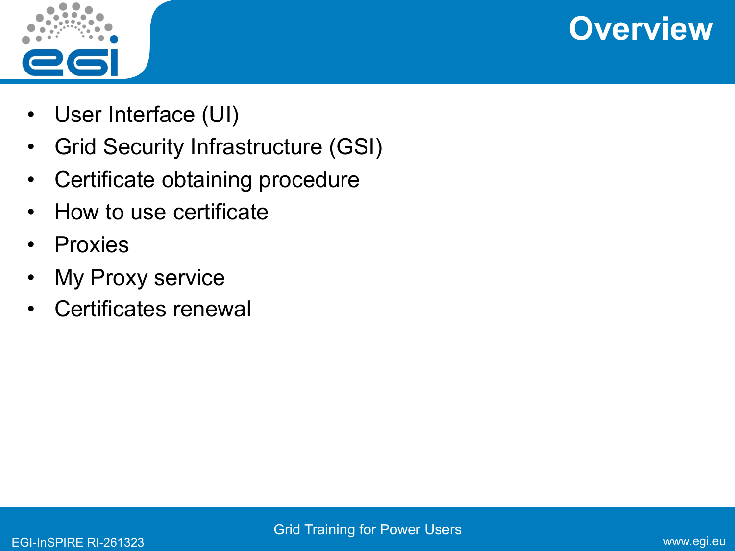# Overview

- User Interface (UI)
- Grid Security Infrastructure (GSI)
- Certificate obtaining procedure
- How to use certificate
- Proxies
- My Proxy service
- Certificates renewal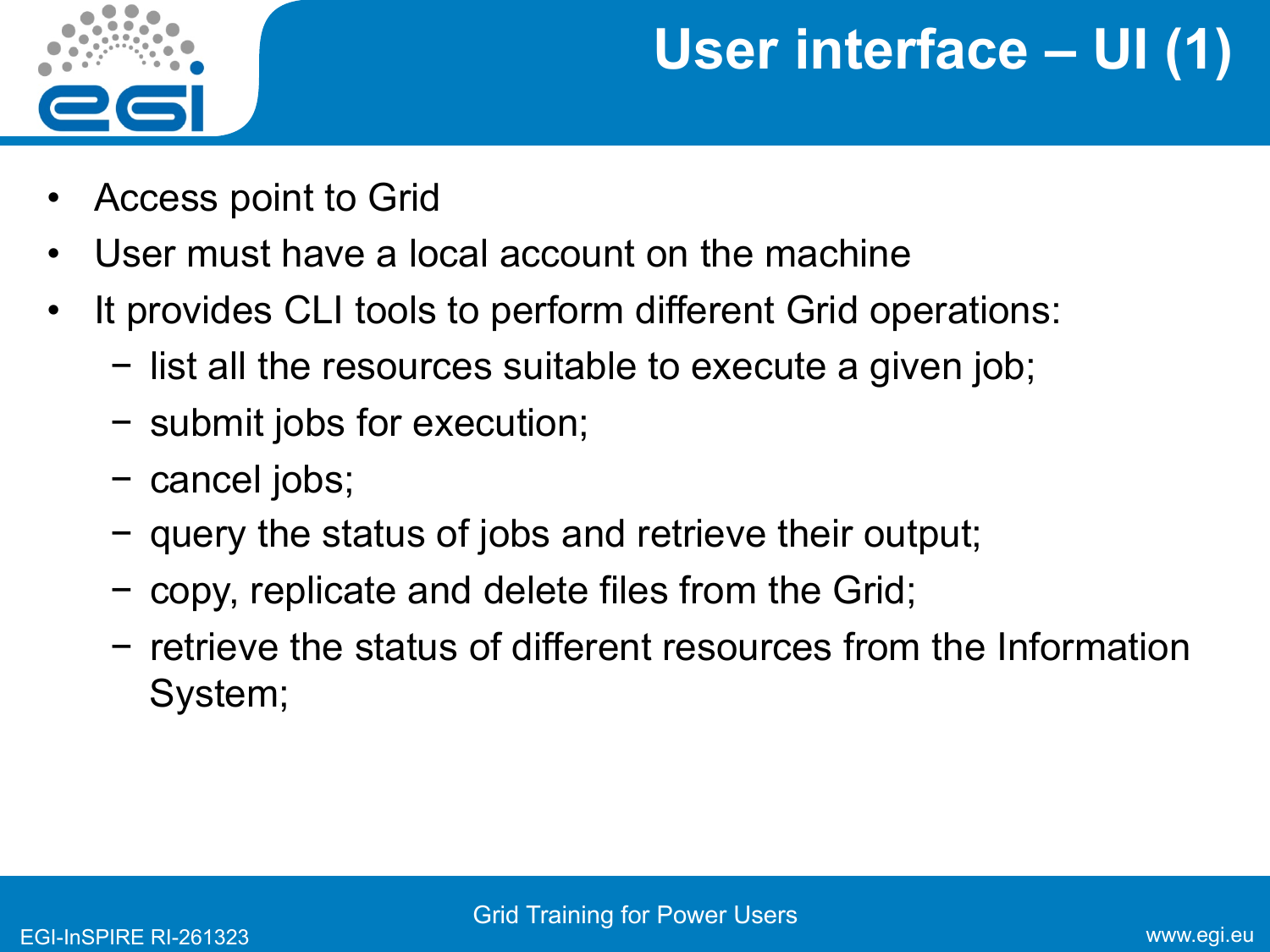# User interface – UI (1)

- Access point to Grid
- User must have a local account on the machine
- It provides CLI tools to perform different Grid operations:
  - list all the resources suitable to execute a given job;
  - submit jobs for execution;
  - cancel jobs;
  - query the status of jobs and retrieve their output;
  - copy, replicate and delete files from the Grid;
  - retrieve the status of different resources from the Information System;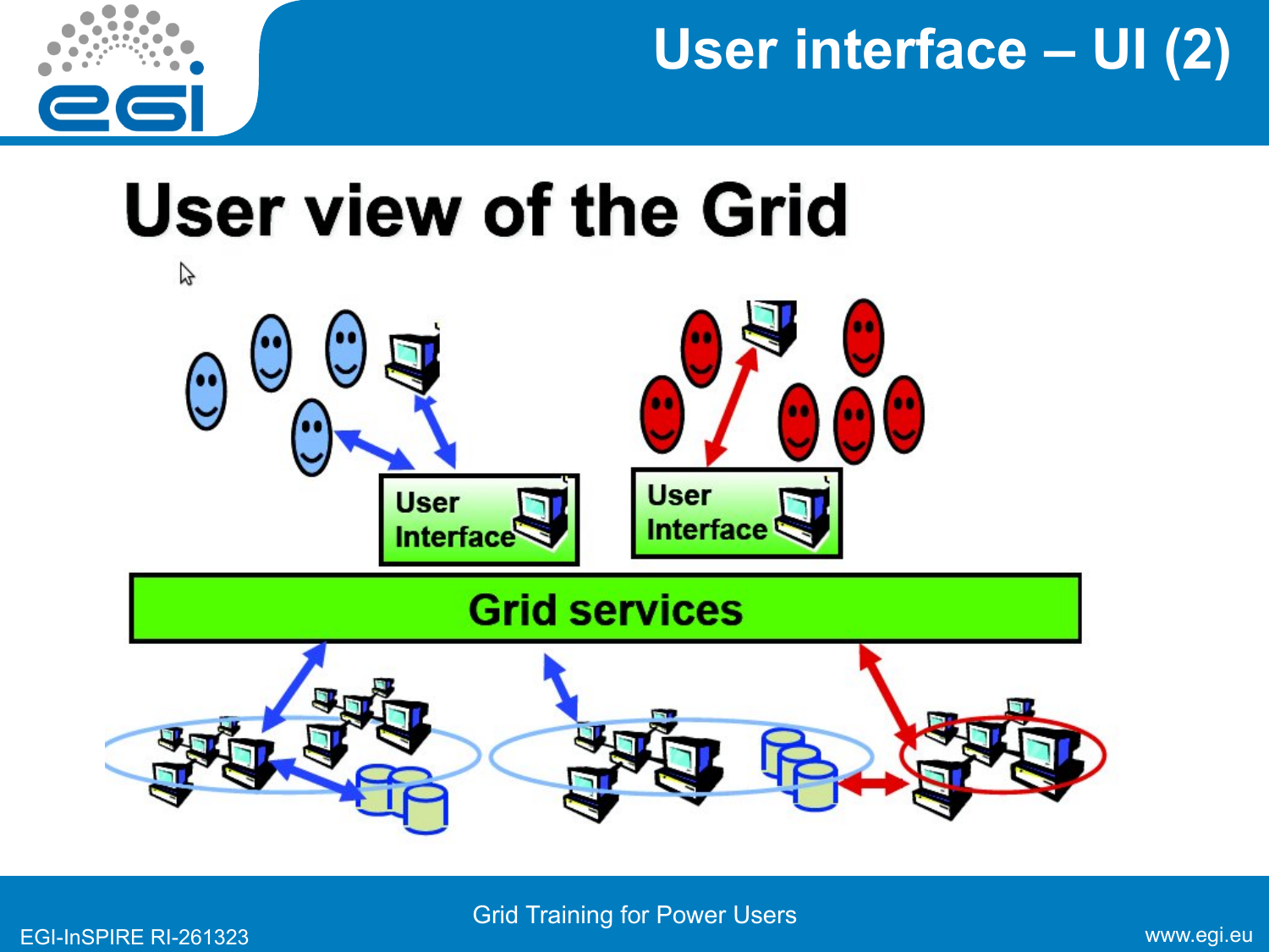# User interface – UI (2)

## User view of the Grid

User Interface

User Interface

Grid services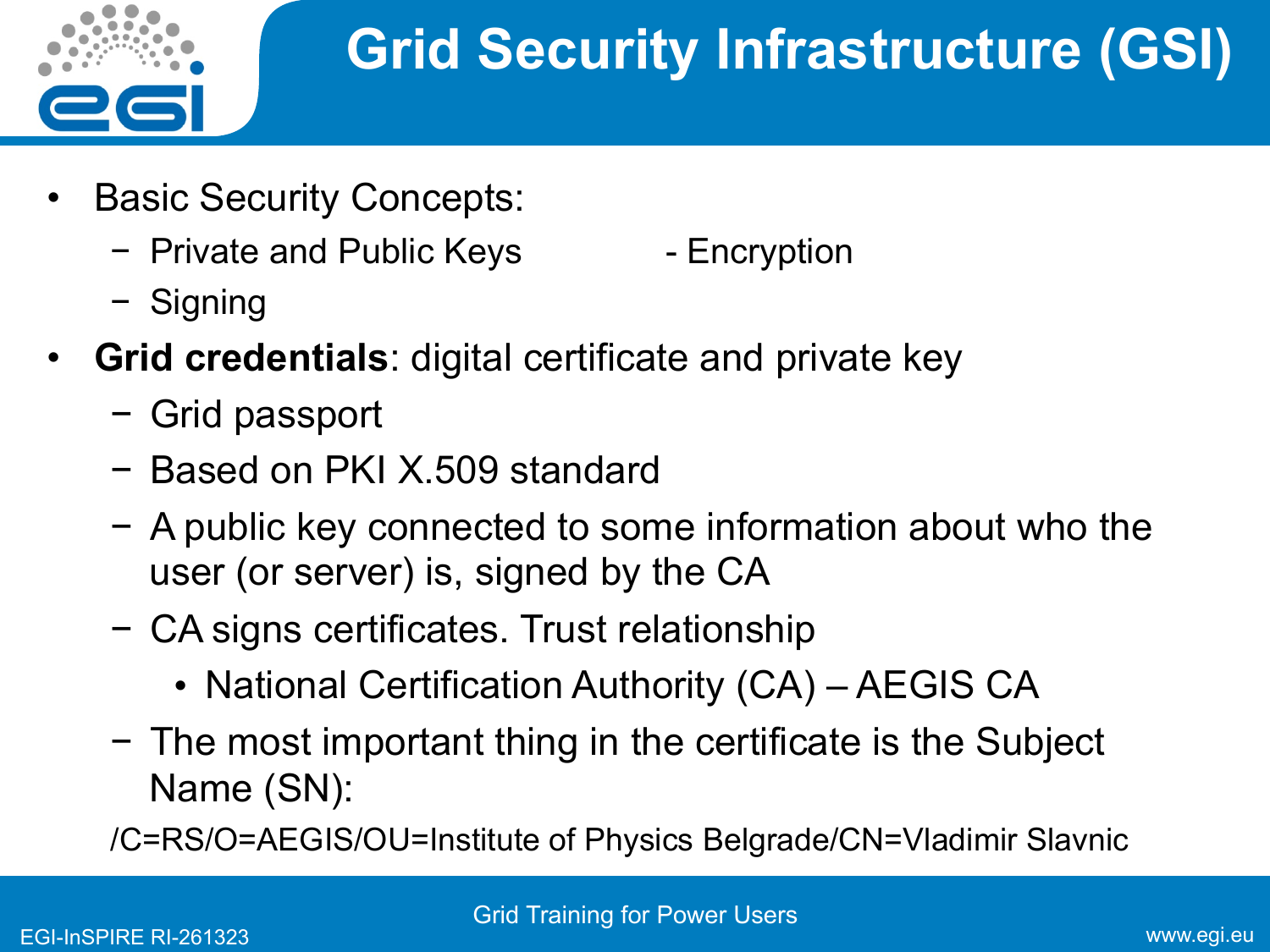# Grid Security Infrastructure (GSI)

- Basic Security Concepts:
  - Private and Public Keys
  - Encryption
  - Signing
- **Grid credentials**: digital certificate and private key
  - Grid passport
  - Based on PKI X.509 standard
  - A public key connected to some information about who the user (or server) is, signed by the CA
  - CA signs certificates. Trust relationship
    - National Certification Authority (CA) – AEGIS CA
  - The most important thing in the certificate is the Subject Name (SN):

/C=RS/O=AEGIS/OU=Institute of Physics Belgrade/CN=Vladimir Slavnic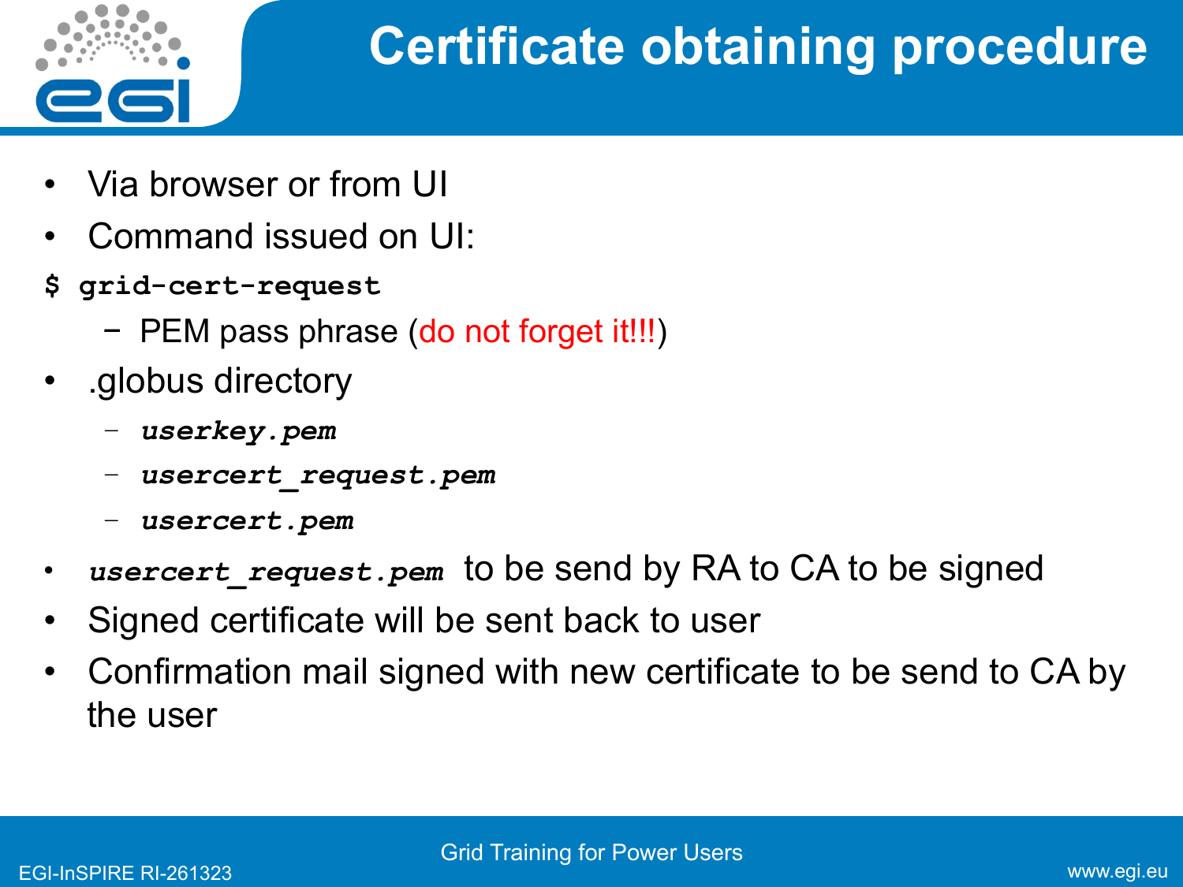# Certificate obtaining procedure

- Via browser or from UI
- Command issued on UI:

```
$ grid-cert-request
```

  - PEM pass phrase (do not forget it!!!)
- .globus directory
  - ***userkey.pem***
  - ***usercert_request.pem***
  - ***usercert.pem***
- ***usercert_request.pem*** to be send by RA to CA to be signed
- Signed certificate will be sent back to user
- Confirmation mail signed with new certificate to be send to CA by the user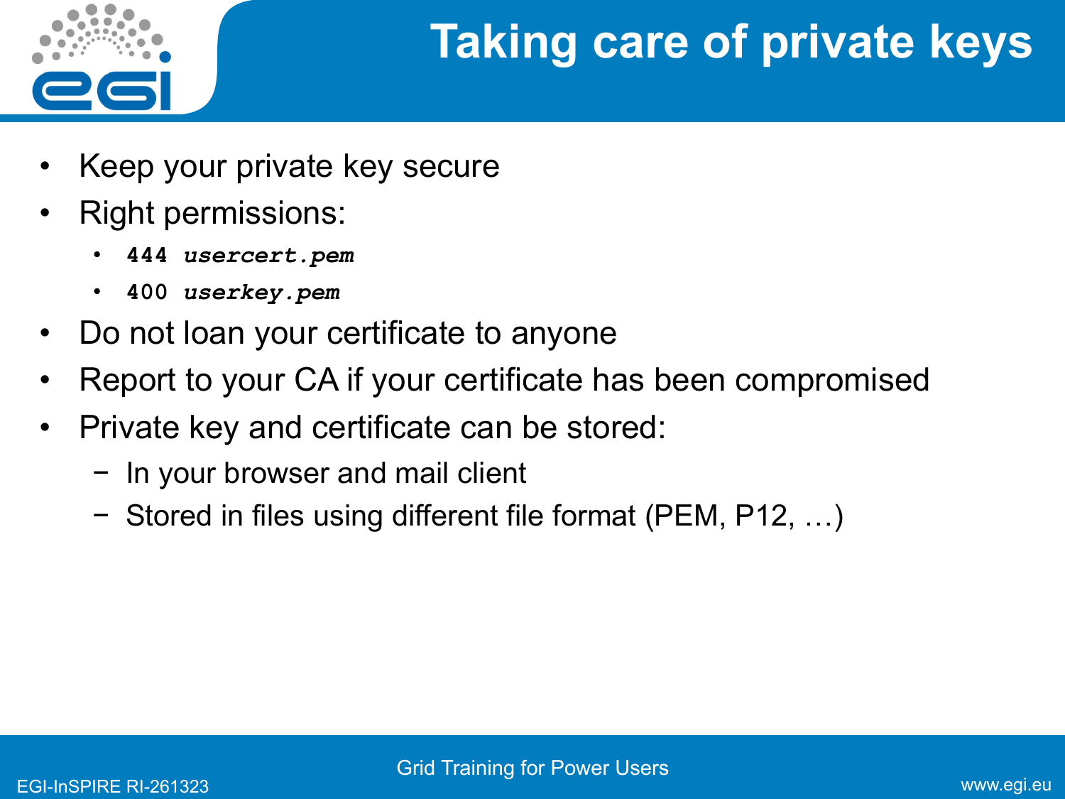# Taking care of private keys

- Keep your private key secure
- Right permissions:
  - **444 *usercert.pem***
  - **400 *userkey.pem***
- Do not loan your certificate to anyone
- Report to your CA if your certificate has been compromised
- Private key and certificate can be stored:
  - In your browser and mail client
  - Stored in files using different file format (PEM, P12, …)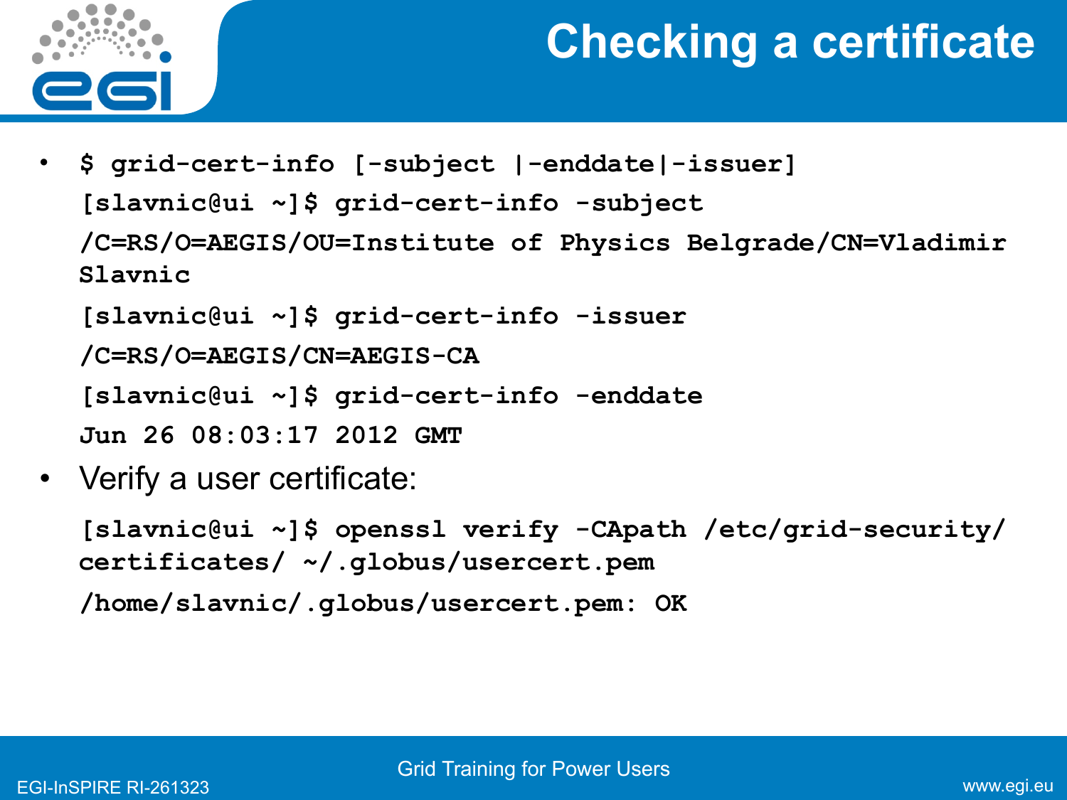# Checking a certificate

- `$ grid-cert-info [-subject |-enddate|-issuer]`

```
[slavnic@ui ~]$ grid-cert-info -subject
/C=RS/O=AEGIS/OU=Institute of Physics Belgrade/CN=Vladimir Slavnic
[slavnic@ui ~]$ grid-cert-info -issuer
/C=RS/O=AEGIS/CN=AEGIS-CA
[slavnic@ui ~]$ grid-cert-info -enddate
Jun 26 08:03:17 2012 GMT
```

- Verify a user certificate:

```
[slavnic@ui ~]$ openssl verify -CApath /etc/grid-security/certificates/ ~/.globus/usercert.pem
/home/slavnic/.globus/usercert.pem: OK
```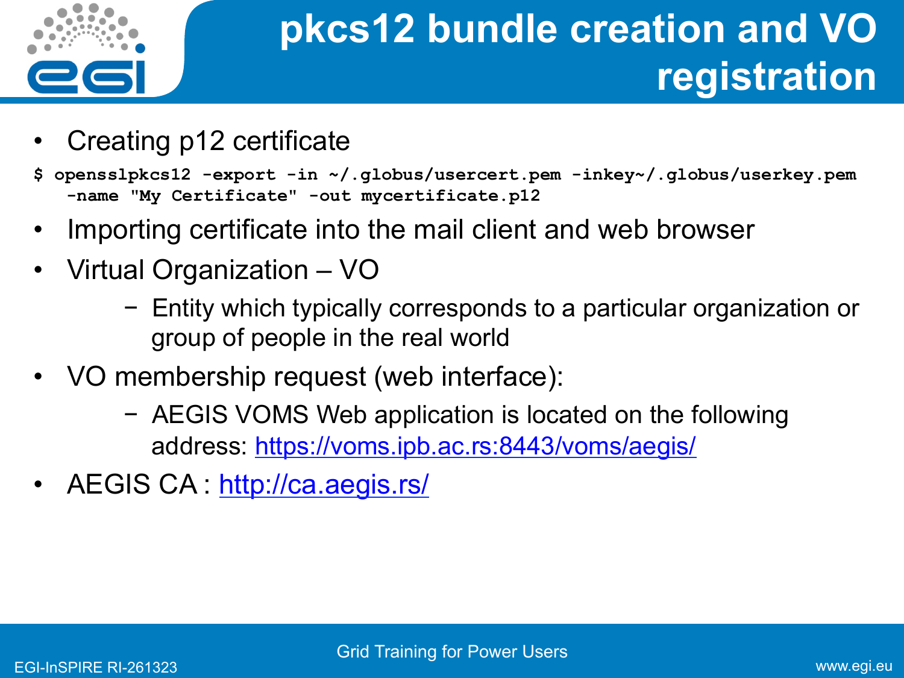# pkcs12 bundle creation and VO registration

- Creating p12 certificate

```
$ opensslpkcs12 -export -in ~/.globus/usercert.pem -inkey~/.globus/userkey.pem
  -name "My Certificate" -out mycertificate.p12
```

- Importing certificate into the mail client and web browser
- Virtual Organization – VO
  - Entity which typically corresponds to a particular organization or group of people in the real world
- VO membership request (web interface):
  - AEGIS VOMS Web application is located on the following address: https://voms.ipb.ac.rs:8443/voms/aegis/
- AEGIS CA : http://ca.aegis.rs/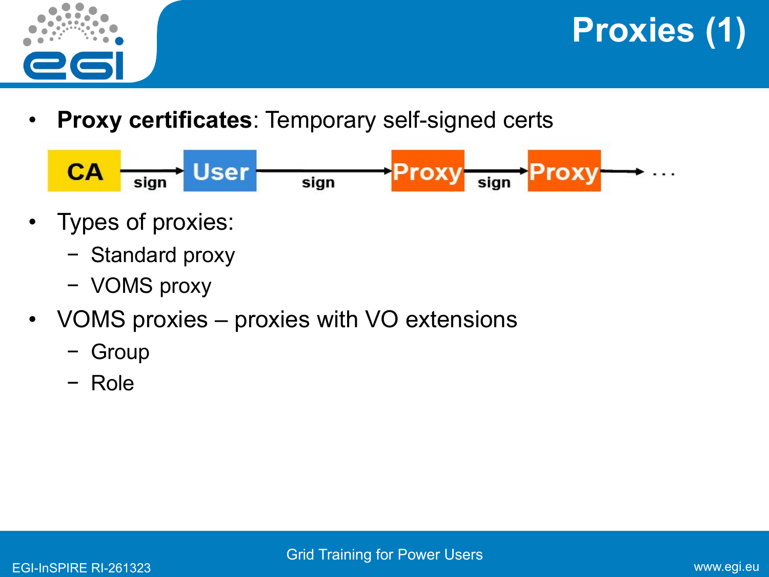# Proxies (1)

- **Proxy certificates**: Temporary self-signed certs

CA → sign → User → sign → Proxy → sign → Proxy → ...

- Types of proxies:
  - Standard proxy
  - VOMS proxy
- VOMS proxies – proxies with VO extensions
  - Group
  - Role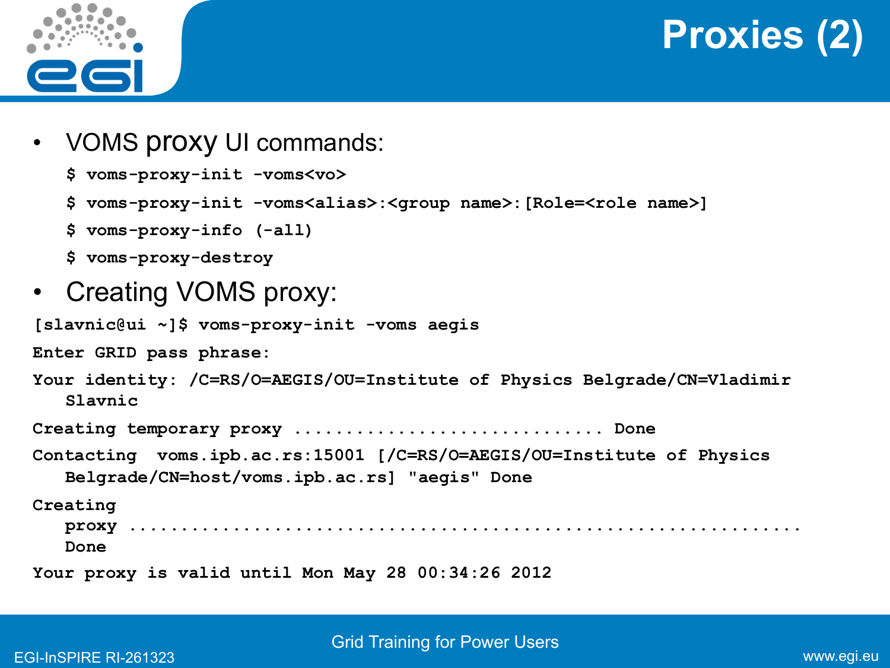# Proxies (2)

- VOMS proxy UI commands:

```
$ voms-proxy-init -voms<vo>
$ voms-proxy-init -voms<alias>:<group name>:[Role=<role name>]
$ voms-proxy-info (-all)
$ voms-proxy-destroy
```

- Creating VOMS proxy:

```
[slavnic@ui ~]$ voms-proxy-init -voms aegis
Enter GRID pass phrase:
Your identity: /C=RS/O=AEGIS/OU=Institute of Physics Belgrade/CN=Vladimir
    Slavnic
Creating temporary proxy ............................. Done
Contacting  voms.ipb.ac.rs:15001 [/C=RS/O=AEGIS/OU=Institute of Physics
    Belgrade/CN=host/voms.ipb.ac.rs] "aegis" Done
Creating
    proxy .................................................................
    Done
Your proxy is valid until Mon May 28 00:34:26 2012
```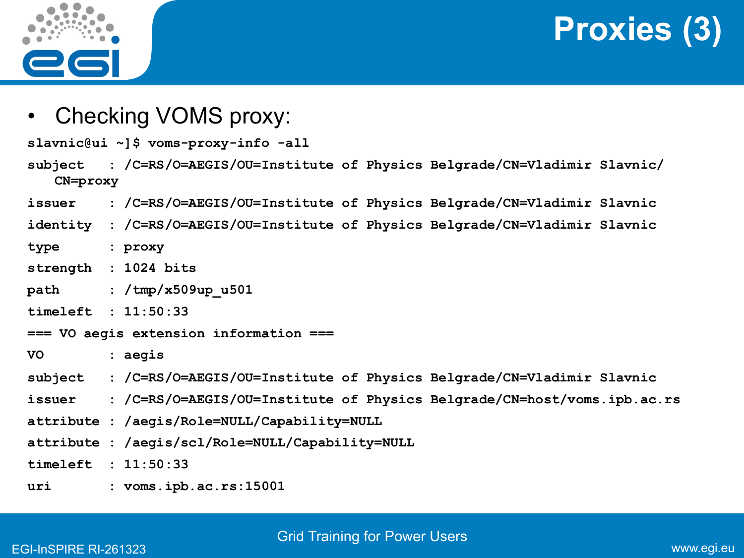# Proxies (3)

- Checking VOMS proxy:

```
slavnic@ui ~]$ voms-proxy-info -all
subject   : /C=RS/O=AEGIS/OU=Institute of Physics Belgrade/CN=Vladimir Slavnic/
    CN=proxy
issuer    : /C=RS/O=AEGIS/OU=Institute of Physics Belgrade/CN=Vladimir Slavnic
identity  : /C=RS/O=AEGIS/OU=Institute of Physics Belgrade/CN=Vladimir Slavnic
type      : proxy
strength  : 1024 bits
path      : /tmp/x509up_u501
timeleft  : 11:50:33
=== VO aegis extension information ===
VO        : aegis
subject   : /C=RS/O=AEGIS/OU=Institute of Physics Belgrade/CN=Vladimir Slavnic
issuer    : /C=RS/O=AEGIS/OU=Institute of Physics Belgrade/CN=host/voms.ipb.ac.rs
attribute : /aegis/Role=NULL/Capability=NULL
attribute : /aegis/scl/Role=NULL/Capability=NULL
timeleft  : 11:50:33
uri       : voms.ipb.ac.rs:15001
```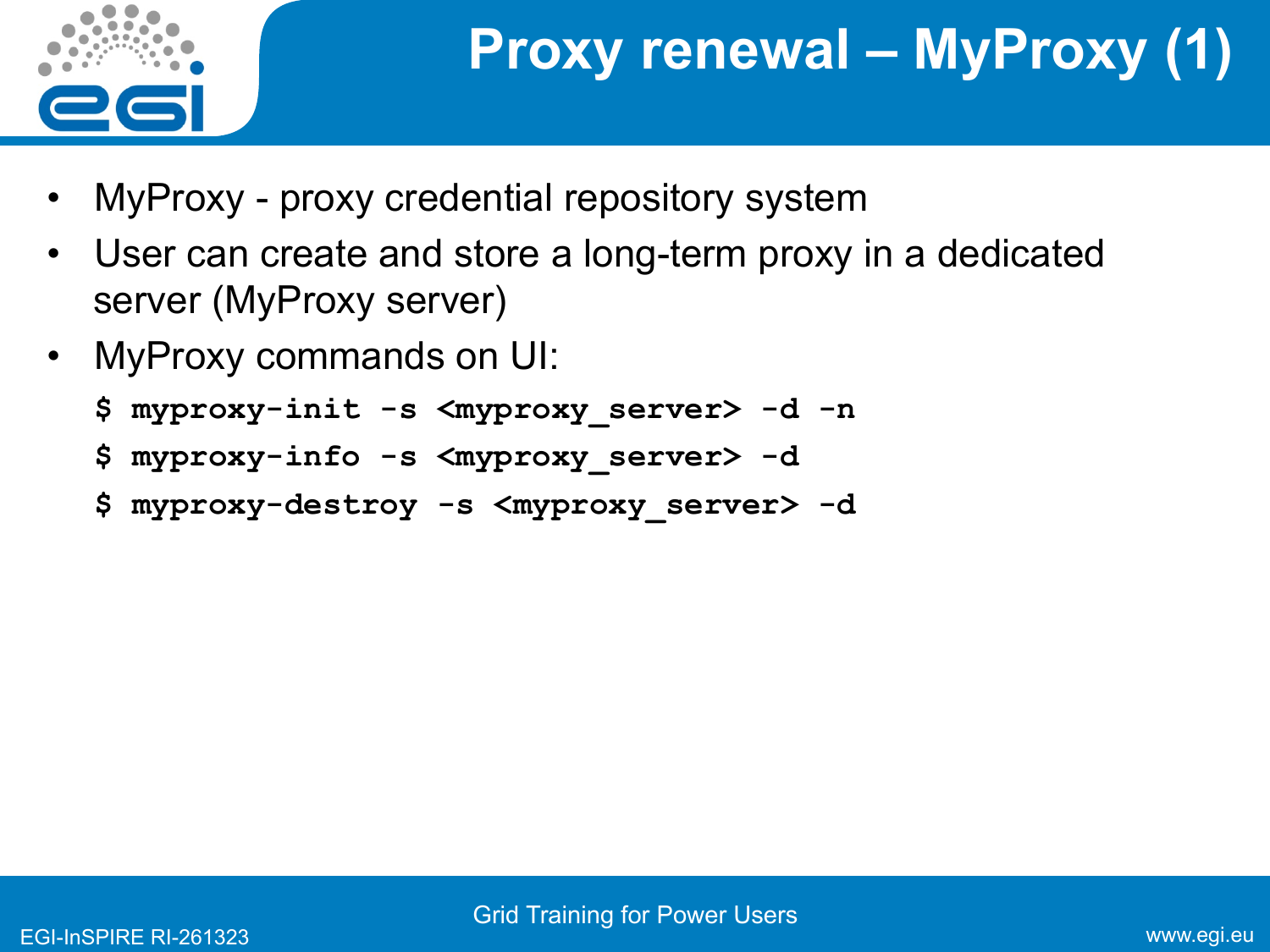# Proxy renewal – MyProxy (1)

- MyProxy - proxy credential repository system
- User can create and store a long-term proxy in a dedicated server (MyProxy server)
- MyProxy commands on UI:

```
$ myproxy-init -s <myproxy_server> -d -n
$ myproxy-info -s <myproxy_server> -d
$ myproxy-destroy -s <myproxy_server> -d
```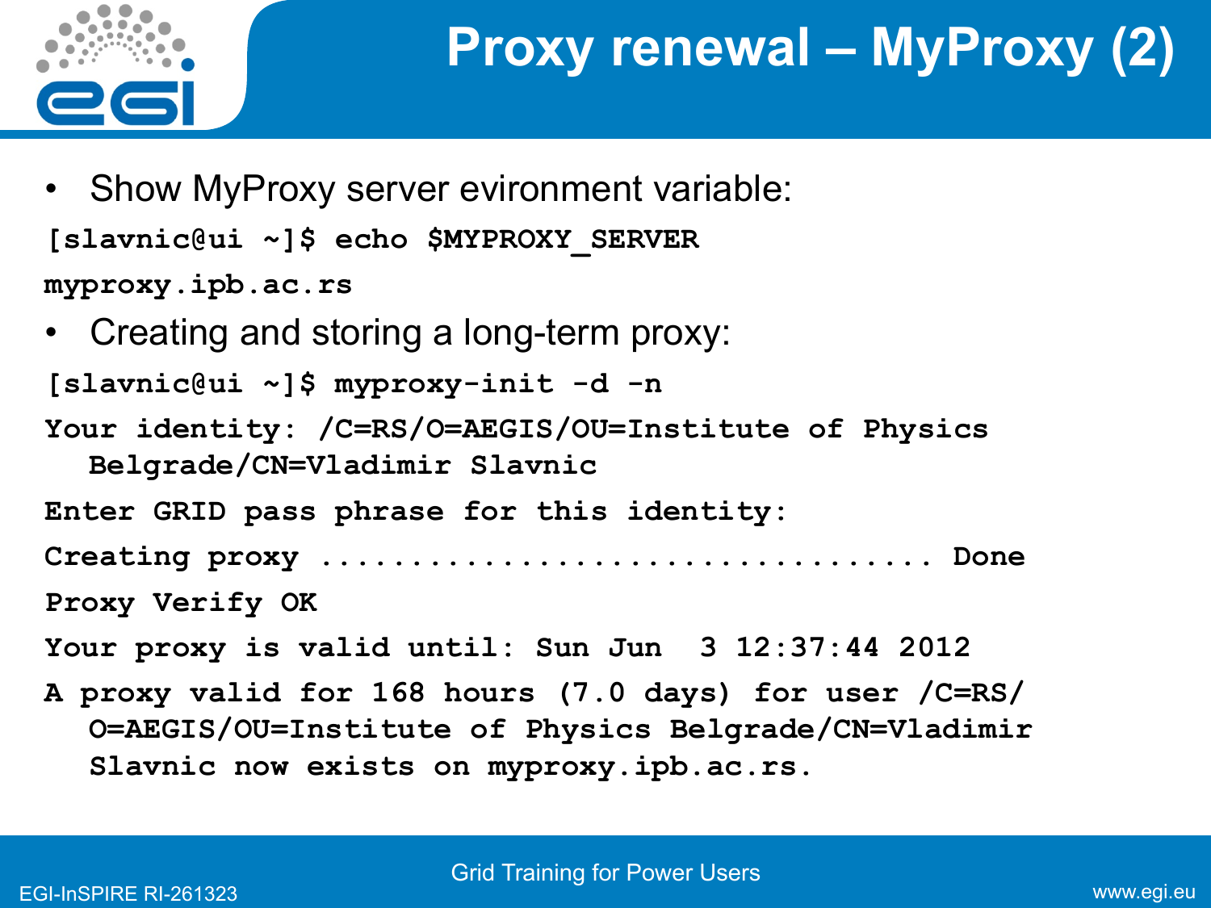# Proxy renewal – MyProxy (2)

- Show MyProxy server evironment variable:

```
[slavnic@ui ~]$ echo $MYPROXY_SERVER
myproxy.ipb.ac.rs
```

- Creating and storing a long-term proxy:

```
[slavnic@ui ~]$ myproxy-init -d -n
Your identity: /C=RS/O=AEGIS/OU=Institute of Physics
   Belgrade/CN=Vladimir Slavnic
Enter GRID pass phrase for this identity:
Creating proxy ................................. Done
Proxy Verify OK
Your proxy is valid until: Sun Jun  3 12:37:44 2012
A proxy valid for 168 hours (7.0 days) for user /C=RS/
   O=AEGIS/OU=Institute of Physics Belgrade/CN=Vladimir
   Slavnic now exists on myproxy.ipb.ac.rs.
```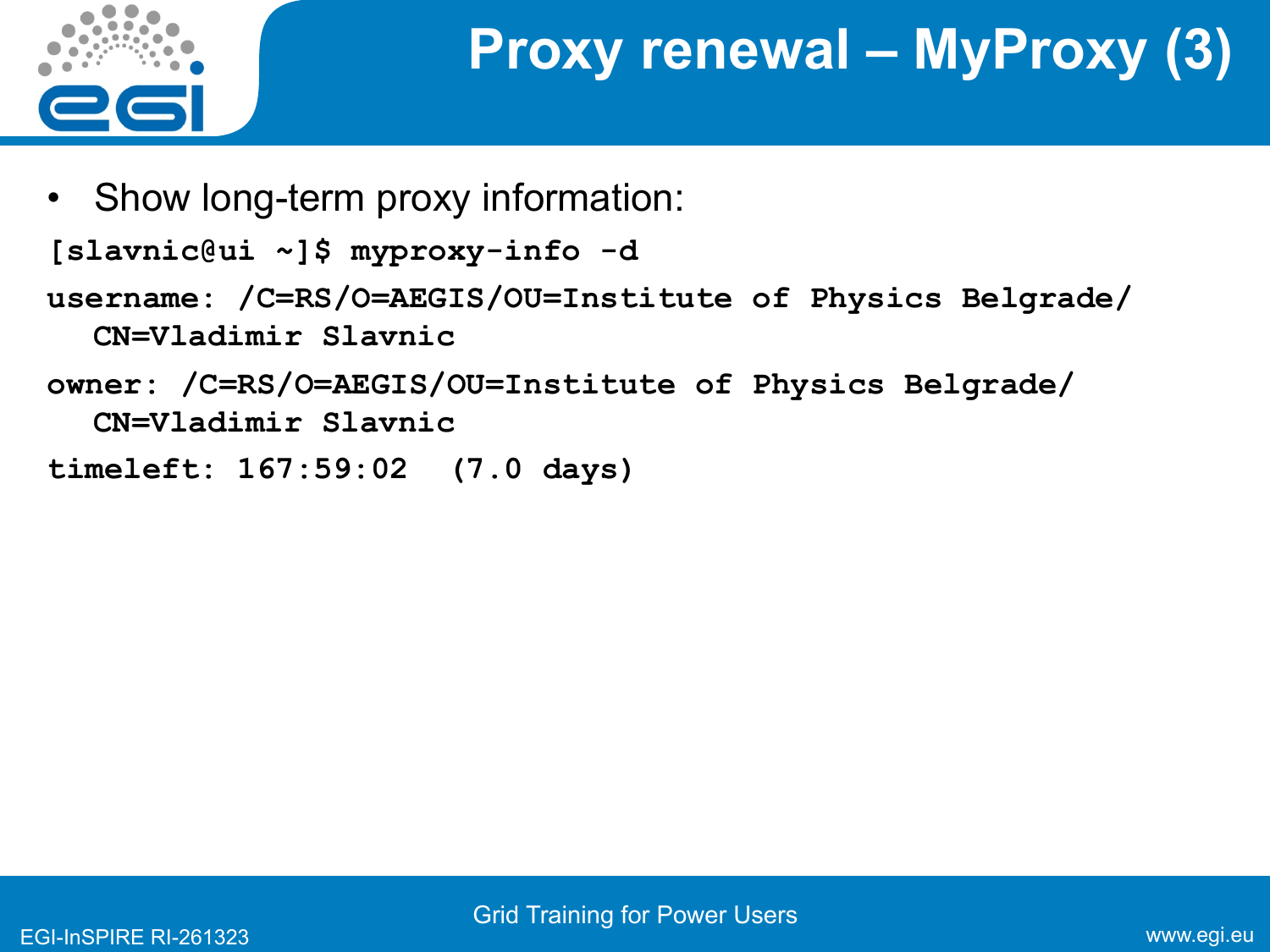# Proxy renewal – MyProxy (3)

- Show long-term proxy information:

```
[slavnic@ui ~]$ myproxy-info -d
username: /C=RS/O=AEGIS/OU=Institute of Physics Belgrade/
  CN=Vladimir Slavnic
owner: /C=RS/O=AEGIS/OU=Institute of Physics Belgrade/
  CN=Vladimir Slavnic
timeleft: 167:59:02  (7.0 days)
```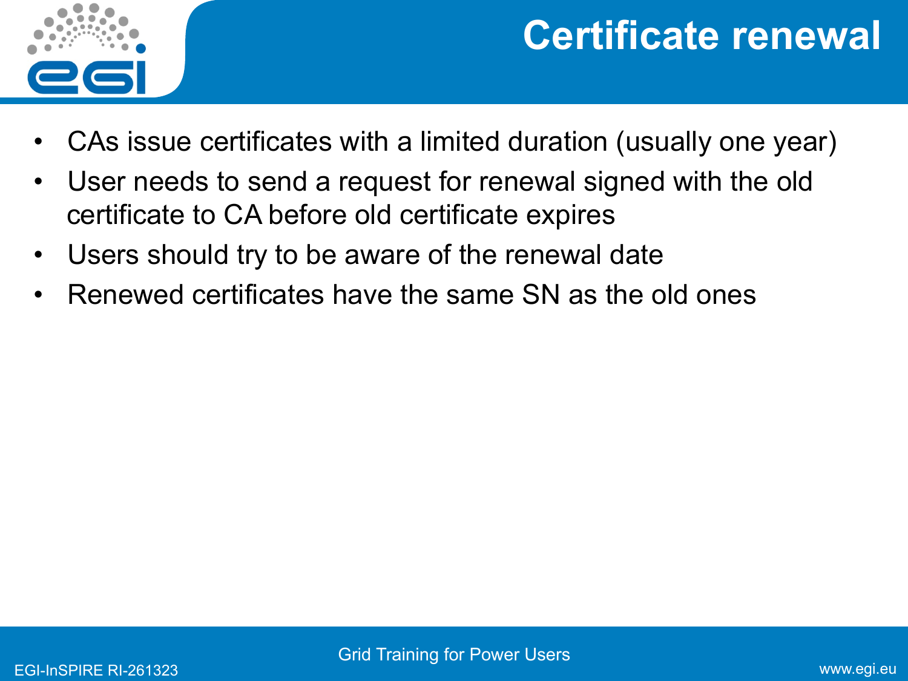# Certificate renewal

- CAs issue certificates with a limited duration (usually one year)
- User needs to send a request for renewal signed with the old certificate to CA before old certificate expires
- Users should try to be aware of the renewal date
- Renewed certificates have the same SN as the old ones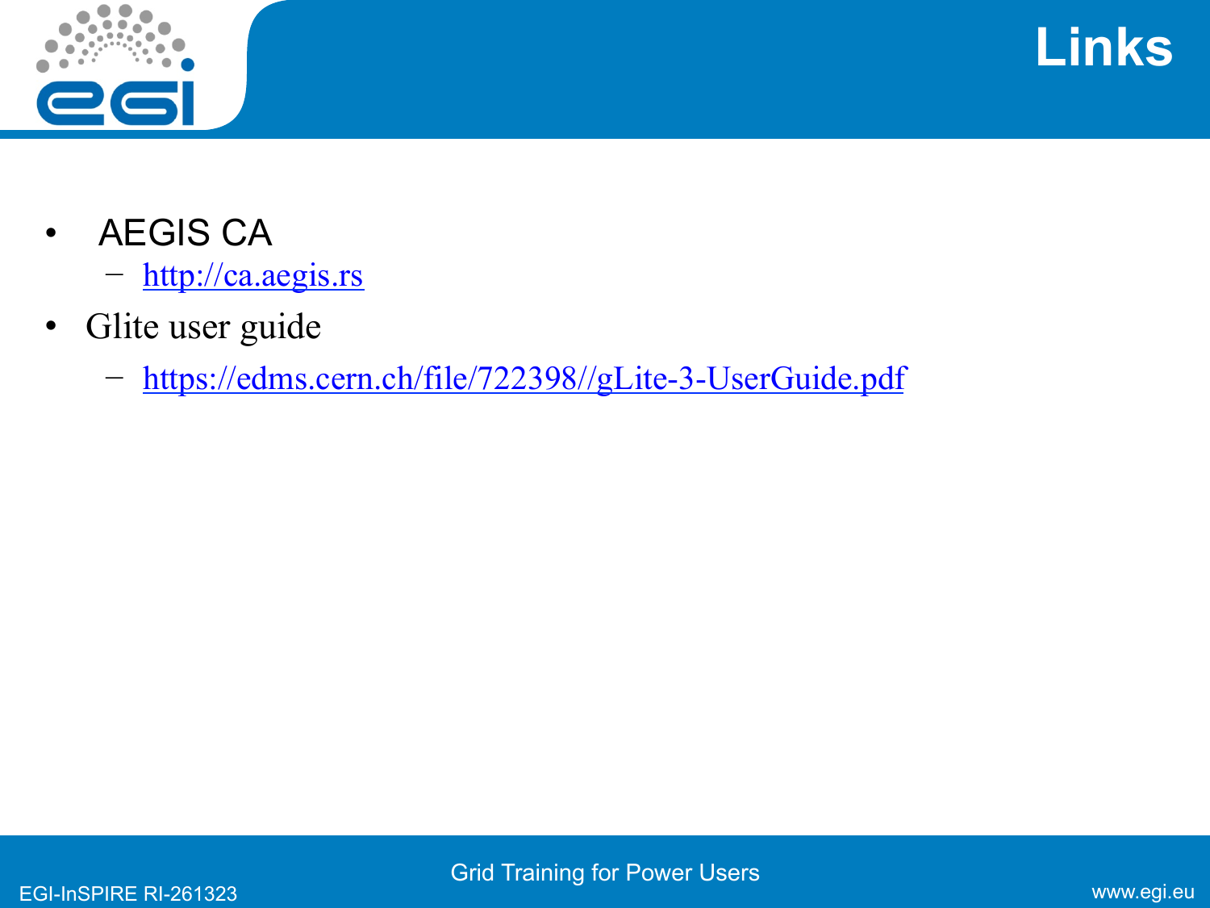# Links

- AEGIS CA
  - http://ca.aegis.rs
- Glite user guide
  - https://edms.cern.ch/file/722398//gLite-3-UserGuide.pdf